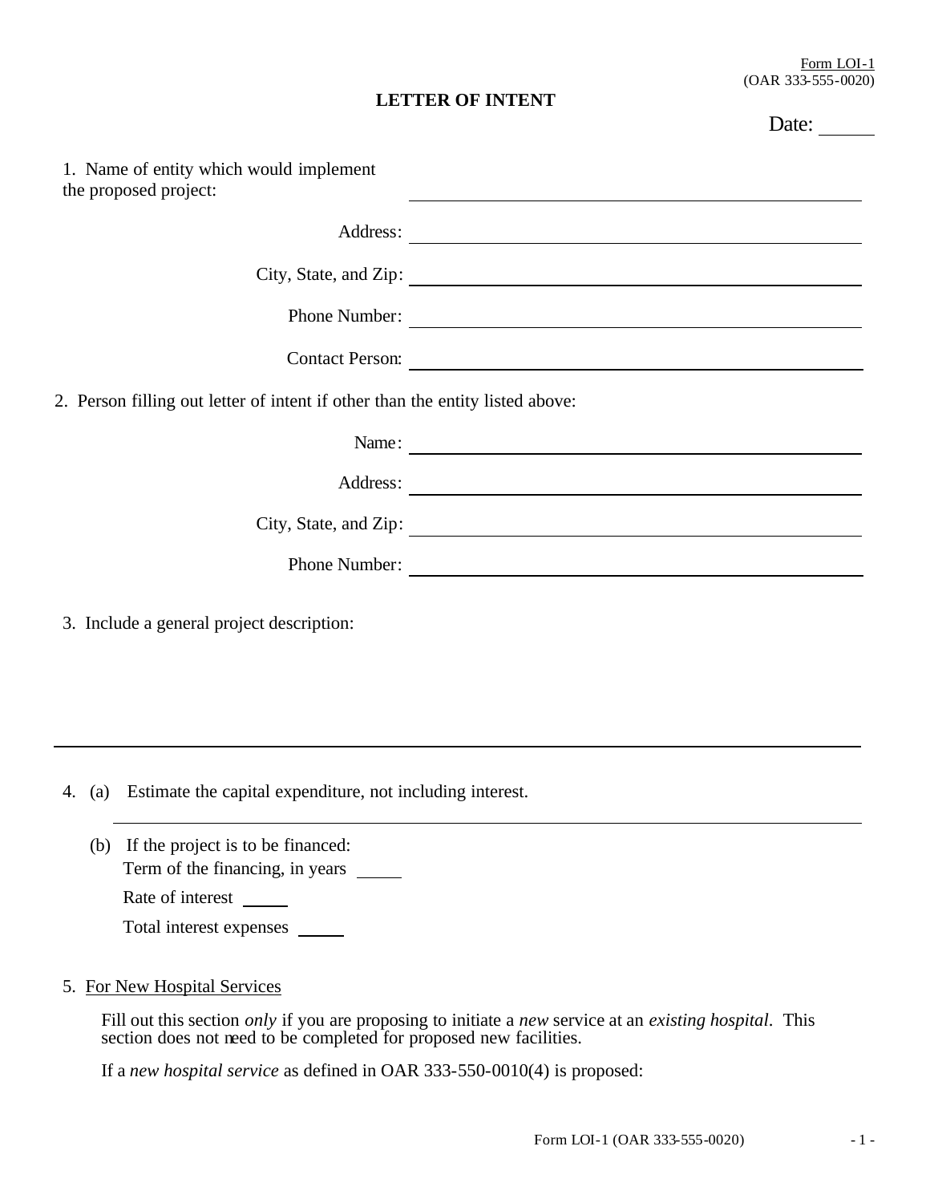Form LOI-1
(OAR 333-555-0020)

# LETTER OF INTENT

Date: \_\_\_\_\_\_

1. Name of entity which would implement the proposed project: \_\_\_\_\_\_\_\_\_\_\_\_\_\_\_\_\_\_\_\_

   Address: \_\_\_\_\_\_\_\_\_\_\_\_\_\_\_\_\_\_\_\_

   City, State, and Zip: \_\_\_\_\_\_\_\_\_\_\_\_\_\_\_\_\_\_\_\_

   Phone Number: \_\_\_\_\_\_\_\_\_\_\_\_\_\_\_\_\_\_\_\_

   Contact Person: \_\_\_\_\_\_\_\_\_\_\_\_\_\_\_\_\_\_\_\_

2. Person filling out letter of intent if other than the entity listed above:

   Name: \_\_\_\_\_\_\_\_\_\_\_\_\_\_\_\_\_\_\_\_

   Address: \_\_\_\_\_\_\_\_\_\_\_\_\_\_\_\_\_\_\_\_

   City, State, and Zip: \_\_\_\_\_\_\_\_\_\_\_\_\_\_\_\_\_\_\_\_

   Phone Number: \_\_\_\_\_\_\_\_\_\_\_\_\_\_\_\_\_\_\_\_

3. Include a general project description:

\_\_\_\_\_\_\_\_\_\_\_\_\_\_\_\_\_\_\_\_\_\_\_\_\_\_\_\_\_\_\_\_\_\_\_\_\_\_\_\_

4. (a) Estimate the capital expenditure, not including interest.

   \_\_\_\_\_\_\_\_\_\_\_\_\_\_\_\_\_\_\_\_\_\_\_\_\_\_\_\_\_\_\_\_\_\_\_\_\_\_\_\_

   (b) If the project is to be financed:
   
   Term of the financing, in years \_\_\_\_\_

   Rate of interest \_\_\_\_\_

   Total interest expenses \_\_\_\_\_

5. For New Hospital Services

   Fill out this section *only* if you are proposing to initiate a *new* service at an *existing hospital*. This section does not need to be completed for proposed new facilities.

   If a *new hospital service* as defined in OAR 333-550-0010(4) is proposed: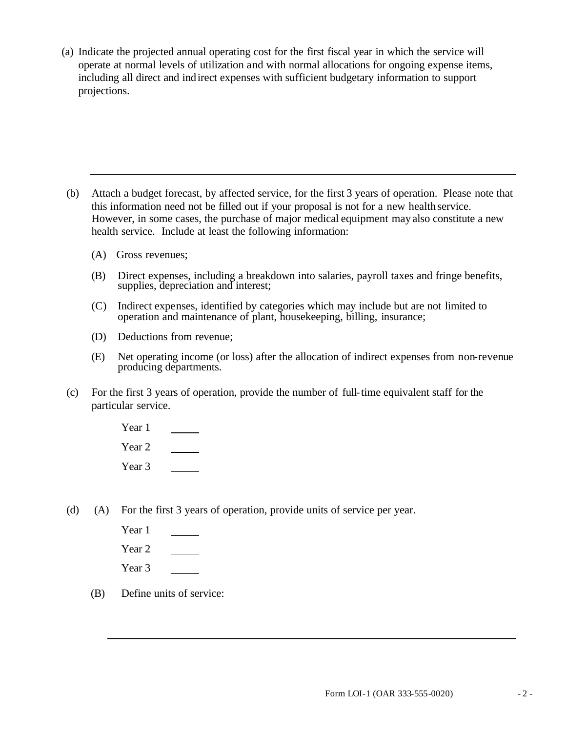(a) Indicate the projected annual operating cost for the first fiscal year in which the service will operate at normal levels of utilization and with normal allocations for ongoing expense items, including all direct and indirect expenses with sufficient budgetary information to support projections.

---

(b) Attach a budget forecast, by affected service, for the first 3 years of operation. Please note that this information need not be filled out if your proposal is not for a new health service. However, in some cases, the purchase of major medical equipment may also constitute a new health service. Include at least the following information:

(A) Gross revenues;

(B) Direct expenses, including a breakdown into salaries, payroll taxes and fringe benefits, supplies, depreciation and interest;

(C) Indirect expenses, identified by categories which may include but are not limited to operation and maintenance of plant, housekeeping, billing, insurance;

(D) Deductions from revenue;

(E) Net operating income (or loss) after the allocation of indirect expenses from non-revenue producing departments.

(c) For the first 3 years of operation, provide the number of full-time equivalent staff for the particular service.

Year 1 _____

Year 2 _____

Year 3 _____

(d) (A) For the first 3 years of operation, provide units of service per year.

Year 1 _____

Year 2 _____

Year 3 _____

(B) Define units of service:

---

Form LOI-1 (OAR 333-555-0020)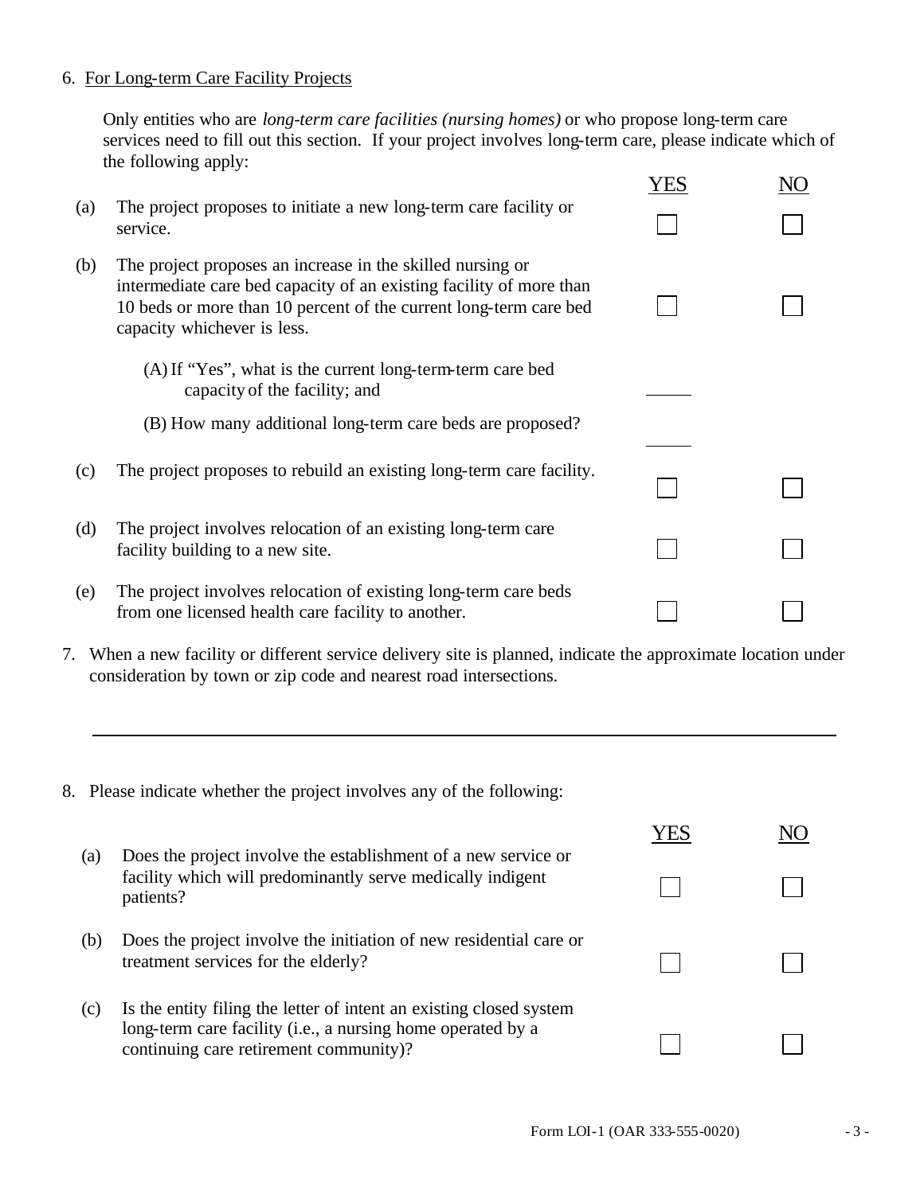6. For Long-term Care Facility Projects

Only entities who are *long-term care facilities (nursing homes)* or who propose long-term care services need to fill out this section. If your project involves long-term care, please indicate which of the following apply:

| | | YES | NO |
|---|---|---|---|
| (a) | The project proposes to initiate a new long-term care facility or service. | ☐ | ☐ |
| (b) | The project proposes an increase in the skilled nursing or intermediate care bed capacity of an existing facility of more than 10 beds or more than 10 percent of the current long-term care bed capacity whichever is less. | ☐ | ☐ |
| | (A) If "Yes", what is the current long-term-term care bed capacity of the facility; and | _____ | |
| | (B) How many additional long-term care beds are proposed? | _____ | |
| (c) | The project proposes to rebuild an existing long-term care facility. | ☐ | ☐ |
| (d) | The project involves relocation of an existing long-term care facility building to a new site. | ☐ | ☐ |
| (e) | The project involves relocation of existing long-term care beds from one licensed health care facility to another. | ☐ | ☐ |

7. When a new facility or different service delivery site is planned, indicate the approximate location under consideration by town or zip code and nearest road intersections.

_______________________________________________________________________________

8. Please indicate whether the project involves any of the following:

| | | YES | NO |
|---|---|---|---|
| (a) | Does the project involve the establishment of a new service or facility which will predominantly serve medically indigent patients? | ☐ | ☐ |
| (b) | Does the project involve the initiation of new residential care or treatment services for the elderly? | ☐ | ☐ |
| (c) | Is the entity filing the letter of intent an existing closed system long-term care facility (i.e., a nursing home operated by a continuing care retirement community)? | ☐ | ☐ |

Form LOI-1 (OAR 333-555-0020)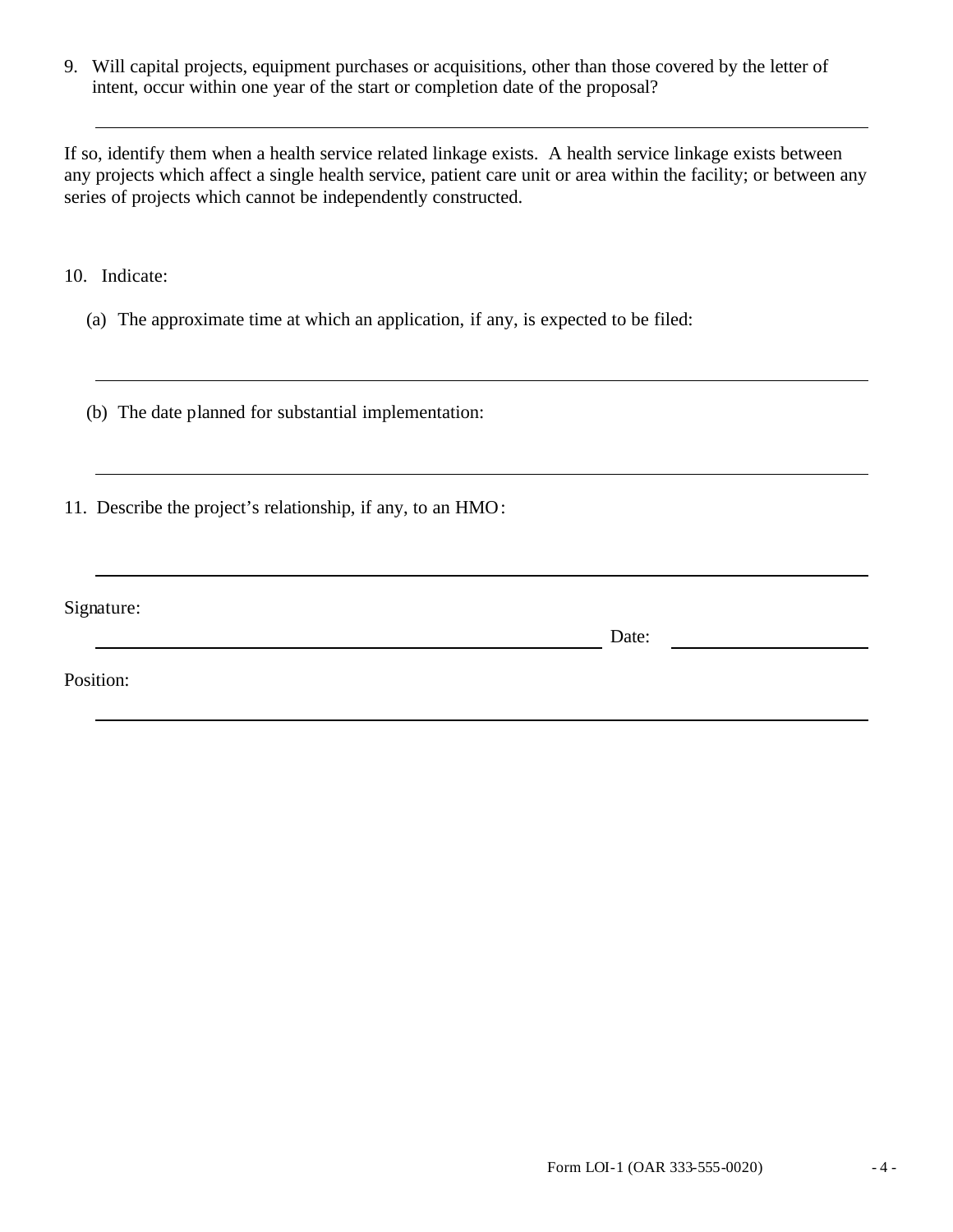9. Will capital projects, equipment purchases or acquisitions, other than those covered by the letter of intent, occur within one year of the start or completion date of the proposal?

\_\_\_\_\_\_\_\_\_\_\_\_\_\_\_\_\_\_\_\_\_\_\_\_\_\_\_\_\_\_\_\_\_\_\_\_\_\_\_\_\_\_\_\_\_\_\_\_\_\_\_\_\_\_\_\_\_\_\_\_

If so, identify them when a health service related linkage exists. A health service linkage exists between any projects which affect a single health service, patient care unit or area within the facility; or between any series of projects which cannot be independently constructed.

10. Indicate:

(a) The approximate time at which an application, if any, is expected to be filed:

\_\_\_\_\_\_\_\_\_\_\_\_\_\_\_\_\_\_\_\_\_\_\_\_\_\_\_\_\_\_\_\_\_\_\_\_\_\_\_\_\_\_\_\_\_\_\_\_\_\_\_\_\_\_\_\_\_\_\_\_

(b) The date planned for substantial implementation:

\_\_\_\_\_\_\_\_\_\_\_\_\_\_\_\_\_\_\_\_\_\_\_\_\_\_\_\_\_\_\_\_\_\_\_\_\_\_\_\_\_\_\_\_\_\_\_\_\_\_\_\_\_\_\_\_\_\_\_\_

11. Describe the project's relationship, if any, to an HMO:

\_\_\_\_\_\_\_\_\_\_\_\_\_\_\_\_\_\_\_\_\_\_\_\_\_\_\_\_\_\_\_\_\_\_\_\_\_\_\_\_\_\_\_\_\_\_\_\_\_\_\_\_\_\_\_\_\_\_\_\_

Signature:

\_\_\_\_\_\_\_\_\_\_\_\_\_\_\_\_\_\_\_\_\_\_\_\_\_\_\_\_\_\_\_\_\_\_\_\_\_\_\_\_ Date: \_\_\_\_\_\_\_\_\_\_\_\_\_\_\_\_

Position:

\_\_\_\_\_\_\_\_\_\_\_\_\_\_\_\_\_\_\_\_\_\_\_\_\_\_\_\_\_\_\_\_\_\_\_\_\_\_\_\_\_\_\_\_\_\_\_\_\_\_\_\_\_\_\_\_\_\_\_\_

Form LOI-1 (OAR 333-555-0020)